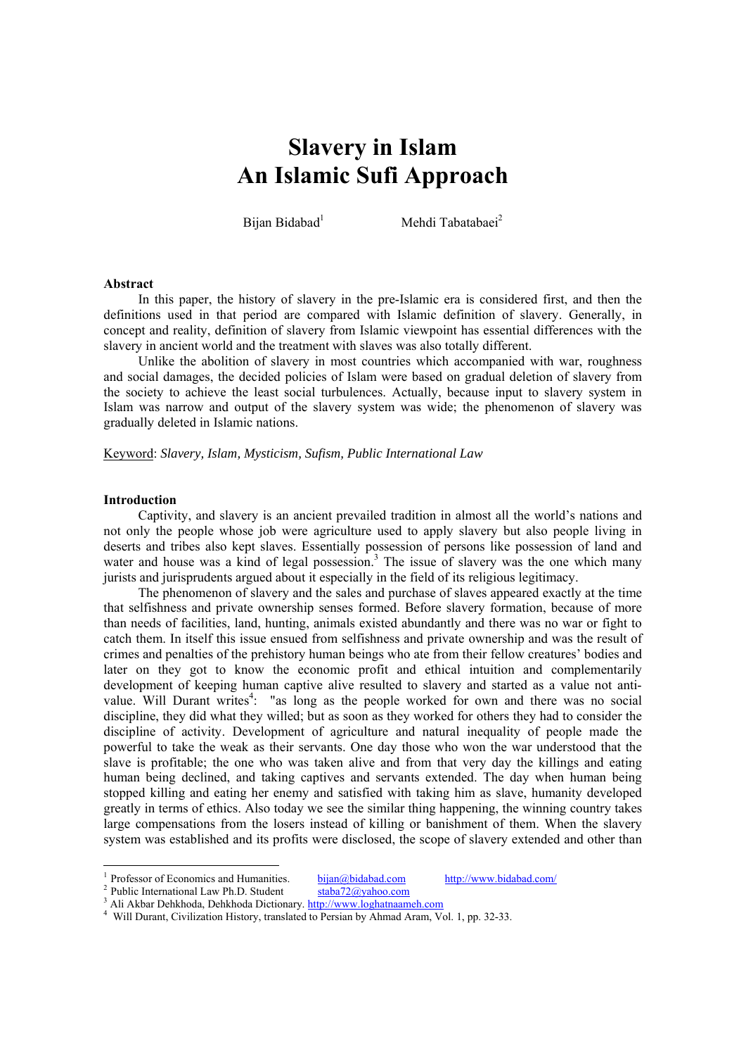# Slavery in Islam
# An Islamic Sufi Approach

Bijan Bidabad[1] Mehdi Tabatabaei[2]

**Abstract**

In this paper, the history of slavery in the pre-Islamic era is considered first, and then the definitions used in that period are compared with Islamic definition of slavery. Generally, in concept and reality, definition of slavery from Islamic viewpoint has essential differences with the slavery in ancient world and the treatment with slaves was also totally different.

Unlike the abolition of slavery in most countries which accompanied with war, roughness and social damages, the decided policies of Islam were based on gradual deletion of slavery from the society to achieve the least social turbulences. Actually, because input to slavery system in Islam was narrow and output of the slavery system was wide; the phenomenon of slavery was gradually deleted in Islamic nations.

Keyword: *Slavery, Islam, Mysticism, Sufism, Public International Law*

**Introduction**

Captivity, and slavery is an ancient prevailed tradition in almost all the world's nations and not only the people whose job were agriculture used to apply slavery but also people living in deserts and tribes also kept slaves. Essentially possession of persons like possession of land and water and house was a kind of legal possession.[3] The issue of slavery was the one which many jurists and jurisprudents argued about it especially in the field of its religious legitimacy.

The phenomenon of slavery and the sales and purchase of slaves appeared exactly at the time that selfishness and private ownership senses formed. Before slavery formation, because of more than needs of facilities, land, hunting, animals existed abundantly and there was no war or fight to catch them. In itself this issue ensued from selfishness and private ownership and was the result of crimes and penalties of the prehistory human beings who ate from their fellow creatures' bodies and later on they got to know the economic profit and ethical intuition and complementarily development of keeping human captive alive resulted to slavery and started as a value not anti-value. Will Durant writes[4]: "as long as the people worked for own and there was no social discipline, they did what they willed; but as soon as they worked for others they had to consider the discipline of activity. Development of agriculture and natural inequality of people made the powerful to take the weak as their servants. One day those who won the war understood that the slave is profitable; the one who was taken alive and from that very day the killings and eating human being declined, and taking captives and servants extended. The day when human being stopped killing and eating her enemy and satisfied with taking him as slave, humanity developed greatly in terms of ethics. Also today we see the similar thing happening, the winning country takes large compensations from the losers instead of killing or banishment of them. When the slavery system was established and its profits were disclosed, the scope of slavery extended and other than

---

[1] Professor of Economics and Humanities. bijan@bidabad.com http://www.bidabad.com/

[2] Public International Law Ph.D. Student staba72@yahoo.com

[3] Ali Akbar Dehkhoda, Dehkhoda Dictionary. http://www.loghatnaameh.com

[4] Will Durant, Civilization History, translated to Persian by Ahmad Aram, Vol. 1, pp. 32-33.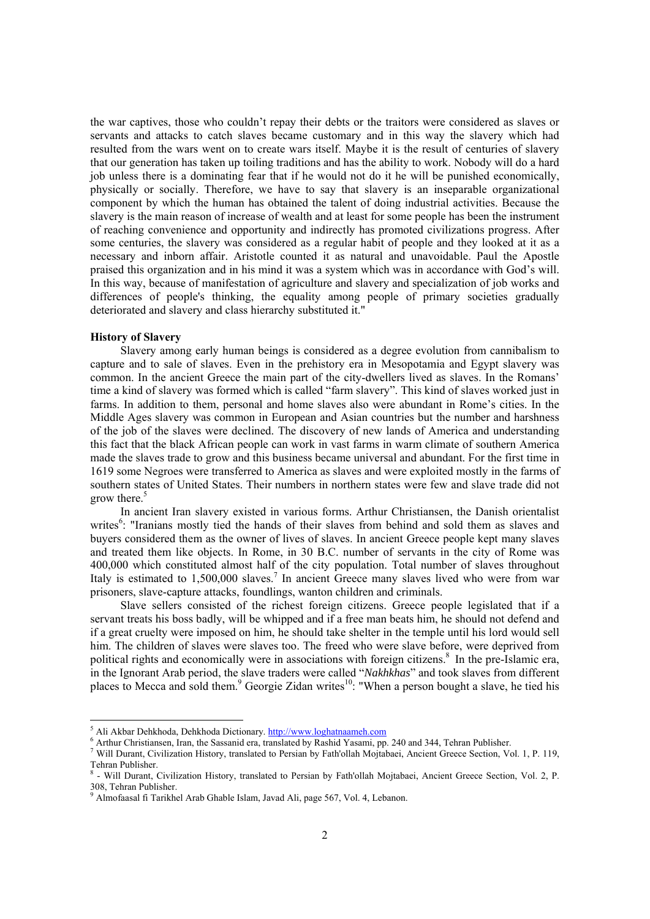the war captives, those who couldn't repay their debts or the traitors were considered as slaves or servants and attacks to catch slaves became customary and in this way the slavery which had resulted from the wars went on to create wars itself. Maybe it is the result of centuries of slavery that our generation has taken up toiling traditions and has the ability to work. Nobody will do a hard job unless there is a dominating fear that if he would not do it he will be punished economically, physically or socially. Therefore, we have to say that slavery is an inseparable organizational component by which the human has obtained the talent of doing industrial activities. Because the slavery is the main reason of increase of wealth and at least for some people has been the instrument of reaching convenience and opportunity and indirectly has promoted civilizations progress. After some centuries, the slavery was considered as a regular habit of people and they looked at it as a necessary and inborn affair. Aristotle counted it as natural and unavoidable. Paul the Apostle praised this organization and in his mind it was a system which was in accordance with God's will. In this way, because of manifestation of agriculture and slavery and specialization of job works and differences of people's thinking, the equality among people of primary societies gradually deteriorated and slavery and class hierarchy substituted it."

**History of Slavery**

Slavery among early human beings is considered as a degree evolution from cannibalism to capture and to sale of slaves. Even in the prehistory era in Mesopotamia and Egypt slavery was common. In the ancient Greece the main part of the city-dwellers lived as slaves. In the Romans' time a kind of slavery was formed which is called "farm slavery". This kind of slaves worked just in farms. In addition to them, personal and home slaves also were abundant in Rome's cities. In the Middle Ages slavery was common in European and Asian countries but the number and harshness of the job of the slaves were declined. The discovery of new lands of America and understanding this fact that the black African people can work in vast farms in warm climate of southern America made the slaves trade to grow and this business became universal and abundant. For the first time in 1619 some Negroes were transferred to America as slaves and were exploited mostly in the farms of southern states of United States. Their numbers in northern states were few and slave trade did not grow there.[5]

In ancient Iran slavery existed in various forms. Arthur Christiansen, the Danish orientalist writes[6]: "Iranians mostly tied the hands of their slaves from behind and sold them as slaves and buyers considered them as the owner of lives of slaves. In ancient Greece people kept many slaves and treated them like objects. In Rome, in 30 B.C. number of servants in the city of Rome was 400,000 which constituted almost half of the city population. Total number of slaves throughout Italy is estimated to 1,500,000 slaves.[7] In ancient Greece many slaves lived who were from war prisoners, slave-capture attacks, foundlings, wanton children and criminals.

Slave sellers consisted of the richest foreign citizens. Greece people legislated that if a servant treats his boss badly, will be whipped and if a free man beats him, he should not defend and if a great cruelty were imposed on him, he should take shelter in the temple until his lord would sell him. The children of slaves were slaves too. The freed who were slave before, were deprived from political rights and economically were in associations with foreign citizens.[8] In the pre-Islamic era, in the Ignorant Arab period, the slave traders were called "*Nakhkhas*" and took slaves from different places to Mecca and sold them.[9] Georgie Zidan writes[10]: "When a person bought a slave, he tied his

---

[5] Ali Akbar Dehkhoda, Dehkhoda Dictionary. http://www.loghatnaameh.com

[6] Arthur Christiansen, Iran, the Sassanid era, translated by Rashid Yasami, pp. 240 and 344, Tehran Publisher.

[7] Will Durant, Civilization History, translated to Persian by Fath'ollah Mojtabaei, Ancient Greece Section, Vol. 1, P. 119, Tehran Publisher.

[8] - Will Durant, Civilization History, translated to Persian by Fath'ollah Mojtabaei, Ancient Greece Section, Vol. 2, P. 308, Tehran Publisher.

[9] Almofaasal fi Tarikhel Arab Ghable Islam, Javad Ali, page 567, Vol. 4, Lebanon.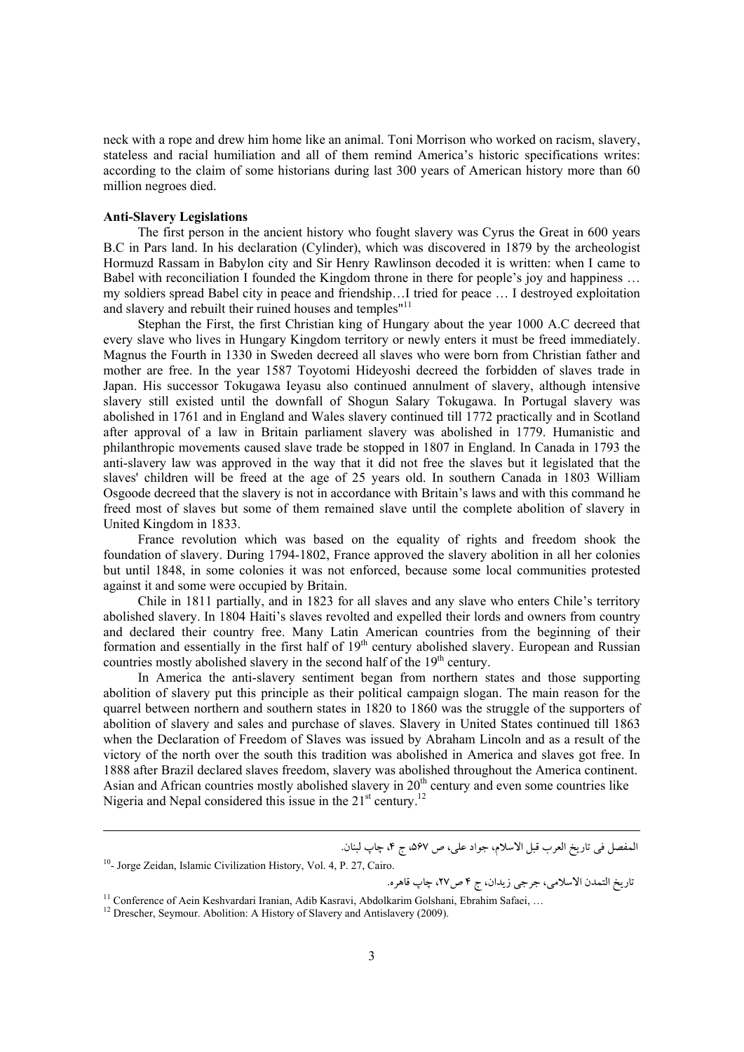neck with a rope and drew him home like an animal. Toni Morrison who worked on racism, slavery, stateless and racial humiliation and all of them remind America's historic specifications writes: according to the claim of some historians during last 300 years of American history more than 60 million negroes died.

**Anti-Slavery Legislations**

The first person in the ancient history who fought slavery was Cyrus the Great in 600 years B.C in Pars land. In his declaration (Cylinder), which was discovered in 1879 by the archeologist Hormuzd Rassam in Babylon city and Sir Henry Rawlinson decoded it is written: when I came to Babel with reconciliation I founded the Kingdom throne in there for people's joy and happiness … my soldiers spread Babel city in peace and friendship…I tried for peace … I destroyed exploitation and slavery and rebuilt their ruined houses and temples"[11]

Stephan the First, the first Christian king of Hungary about the year 1000 A.C decreed that every slave who lives in Hungary Kingdom territory or newly enters it must be freed immediately. Magnus the Fourth in 1330 in Sweden decreed all slaves who were born from Christian father and mother are free. In the year 1587 Toyotomi Hideyoshi decreed the forbidden of slaves trade in Japan. His successor Tokugawa Ieyasu also continued annulment of slavery, although intensive slavery still existed until the downfall of Shogun Salary Tokugawa. In Portugal slavery was abolished in 1761 and in England and Wales slavery continued till 1772 practically and in Scotland after approval of a law in Britain parliament slavery was abolished in 1779. Humanistic and philanthropic movements caused slave trade be stopped in 1807 in England. In Canada in 1793 the anti-slavery law was approved in the way that it did not free the slaves but it legislated that the slaves' children will be freed at the age of 25 years old. In southern Canada in 1803 William Osgoode decreed that the slavery is not in accordance with Britain's laws and with this command he freed most of slaves but some of them remained slave until the complete abolition of slavery in United Kingdom in 1833.

France revolution which was based on the equality of rights and freedom shook the foundation of slavery. During 1794-1802, France approved the slavery abolition in all her colonies but until 1848, in some colonies it was not enforced, because some local communities protested against it and some were occupied by Britain.

Chile in 1811 partially, and in 1823 for all slaves and any slave who enters Chile's territory abolished slavery. In 1804 Haiti's slaves revolted and expelled their lords and owners from country and declared their country free. Many Latin American countries from the beginning of their formation and essentially in the first half of 19th century abolished slavery. European and Russian countries mostly abolished slavery in the second half of the 19th century.

In America the anti-slavery sentiment began from northern states and those supporting abolition of slavery put this principle as their political campaign slogan. The main reason for the quarrel between northern and southern states in 1820 to 1860 was the struggle of the supporters of abolition of slavery and sales and purchase of slaves. Slavery in United States continued till 1863 when the Declaration of Freedom of Slaves was issued by Abraham Lincoln and as a result of the victory of the north over the south this tradition was abolished in America and slaves got free. In 1888 after Brazil declared slaves freedom, slavery was abolished throughout the America continent. Asian and African countries mostly abolished slavery in 20th century and even some countries like Nigeria and Nepal considered this issue in the 21st century.[12]

---

المفصل فی تاریخ العرب قبل الاسلام، جواد علی، ص ۵۶۷، ج ۴، چاپ لبنان.

[10]- Jorge Zeidan, Islamic Civilization History, Vol. 4, P. 27, Cairo.

تاریخ التمدن الاسلامی، جرجی زیدان، ج ۴ ص۲۷، چاپ قاهره.

[11] Conference of Aein Keshvardari Iranian, Adib Kasravi, Abdolkarim Golshani, Ebrahim Safaei, …

[12] Drescher, Seymour. Abolition: A History of Slavery and Antislavery (2009).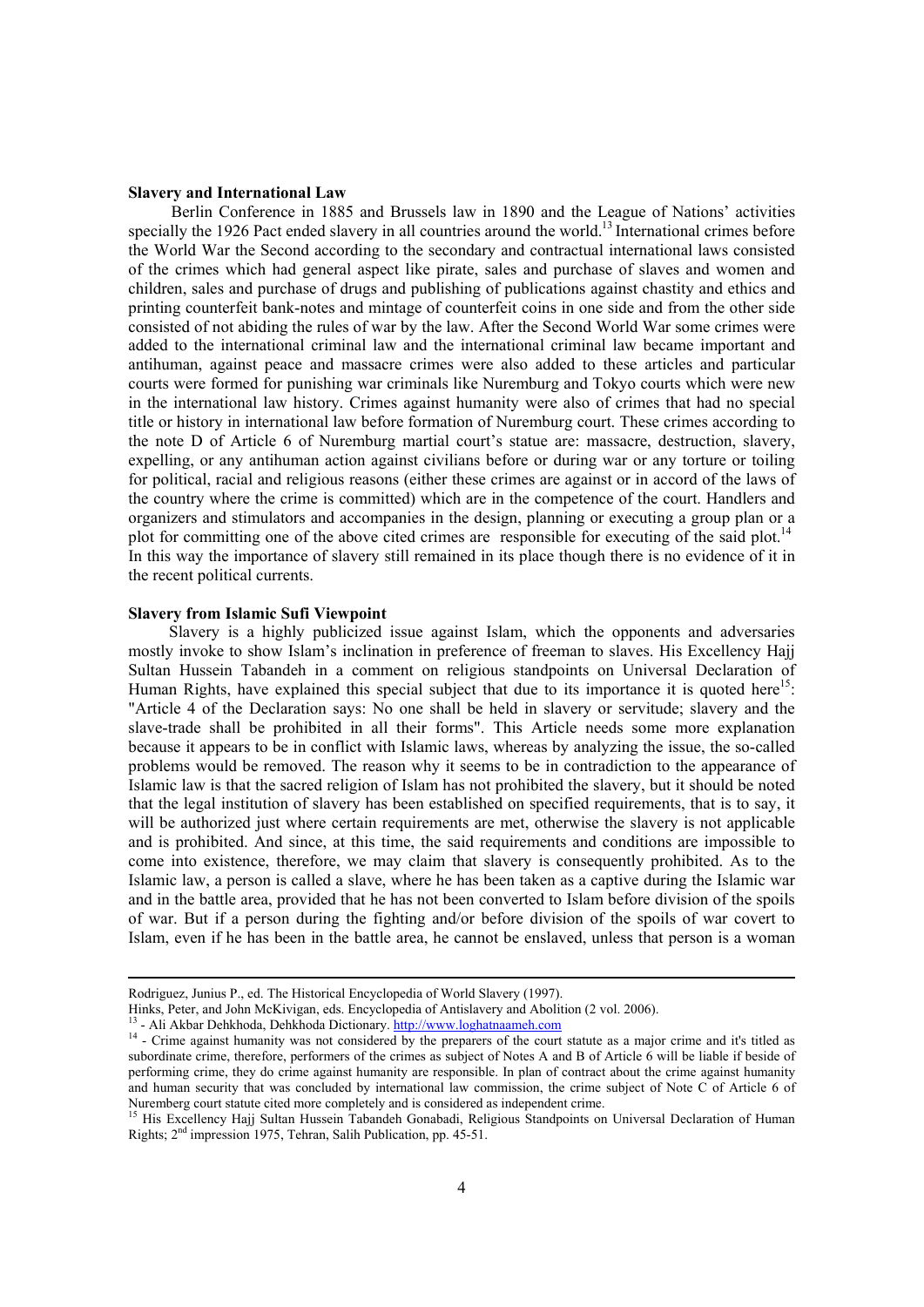**Slavery and International Law**

Berlin Conference in 1885 and Brussels law in 1890 and the League of Nations' activities specially the 1926 Pact ended slavery in all countries around the world.[13] International crimes before the World War the Second according to the secondary and contractual international laws consisted of the crimes which had general aspect like pirate, sales and purchase of slaves and women and children, sales and purchase of drugs and publishing of publications against chastity and ethics and printing counterfeit bank-notes and mintage of counterfeit coins in one side and from the other side consisted of not abiding the rules of war by the law. After the Second World War some crimes were added to the international criminal law and the international criminal law became important and antihuman, against peace and massacre crimes were also added to these articles and particular courts were formed for punishing war criminals like Nuremburg and Tokyo courts which were new in the international law history. Crimes against humanity were also of crimes that had no special title or history in international law before formation of Nuremburg court. These crimes according to the note D of Article 6 of Nuremburg martial court's statue are: massacre, destruction, slavery, expelling, or any antihuman action against civilians before or during war or any torture or toiling for political, racial and religious reasons (either these crimes are against or in accord of the laws of the country where the crime is committed) which are in the competence of the court. Handlers and organizers and stimulators and accompanies in the design, planning or executing a group plan or a plot for committing one of the above cited crimes are responsible for executing of the said plot.[14] In this way the importance of slavery still remained in its place though there is no evidence of it in the recent political currents.

**Slavery from Islamic Sufi Viewpoint**

Slavery is a highly publicized issue against Islam, which the opponents and adversaries mostly invoke to show Islam's inclination in preference of freeman to slaves. His Excellency Hajj Sultan Hussein Tabandeh in a comment on religious standpoints on Universal Declaration of Human Rights, have explained this special subject that due to its importance it is quoted here[15]: "Article 4 of the Declaration says: No one shall be held in slavery or servitude; slavery and the slave-trade shall be prohibited in all their forms". This Article needs some more explanation because it appears to be in conflict with Islamic laws, whereas by analyzing the issue, the so-called problems would be removed. The reason why it seems to be in contradiction to the appearance of Islamic law is that the sacred religion of Islam has not prohibited the slavery, but it should be noted that the legal institution of slavery has been established on specified requirements, that is to say, it will be authorized just where certain requirements are met, otherwise the slavery is not applicable and is prohibited. And since, at this time, the said requirements and conditions are impossible to come into existence, therefore, we may claim that slavery is consequently prohibited. As to the Islamic law, a person is called a slave, where he has been taken as a captive during the Islamic war and in the battle area, provided that he has not been converted to Islam before division of the spoils of war. But if a person during the fighting and/or before division of the spoils of war covert to Islam, even if he has been in the battle area, he cannot be enslaved, unless that person is a woman

---

Rodriguez, Junius P., ed. The Historical Encyclopedia of World Slavery (1997).

Hinks, Peter, and John McKivigan, eds. Encyclopedia of Antislavery and Abolition (2 vol. 2006).

[13] - Ali Akbar Dehkhoda, Dehkhoda Dictionary. http://www.loghatnaameh.com

[14] - Crime against humanity was not considered by the preparers of the court statute as a major crime and it's titled as subordinate crime, therefore, performers of the crimes as subject of Notes A and B of Article 6 will be liable if beside of performing crime, they do crime against humanity are responsible. In plan of contract about the crime against humanity and human security that was concluded by international law commission, the crime subject of Note C of Article 6 of Nuremberg court statute cited more completely and is considered as independent crime.

[15] His Excellency Hajj Sultan Hussein Tabandeh Gonabadi, Religious Standpoints on Universal Declaration of Human Rights; 2nd impression 1975, Tehran, Salih Publication, pp. 45-51.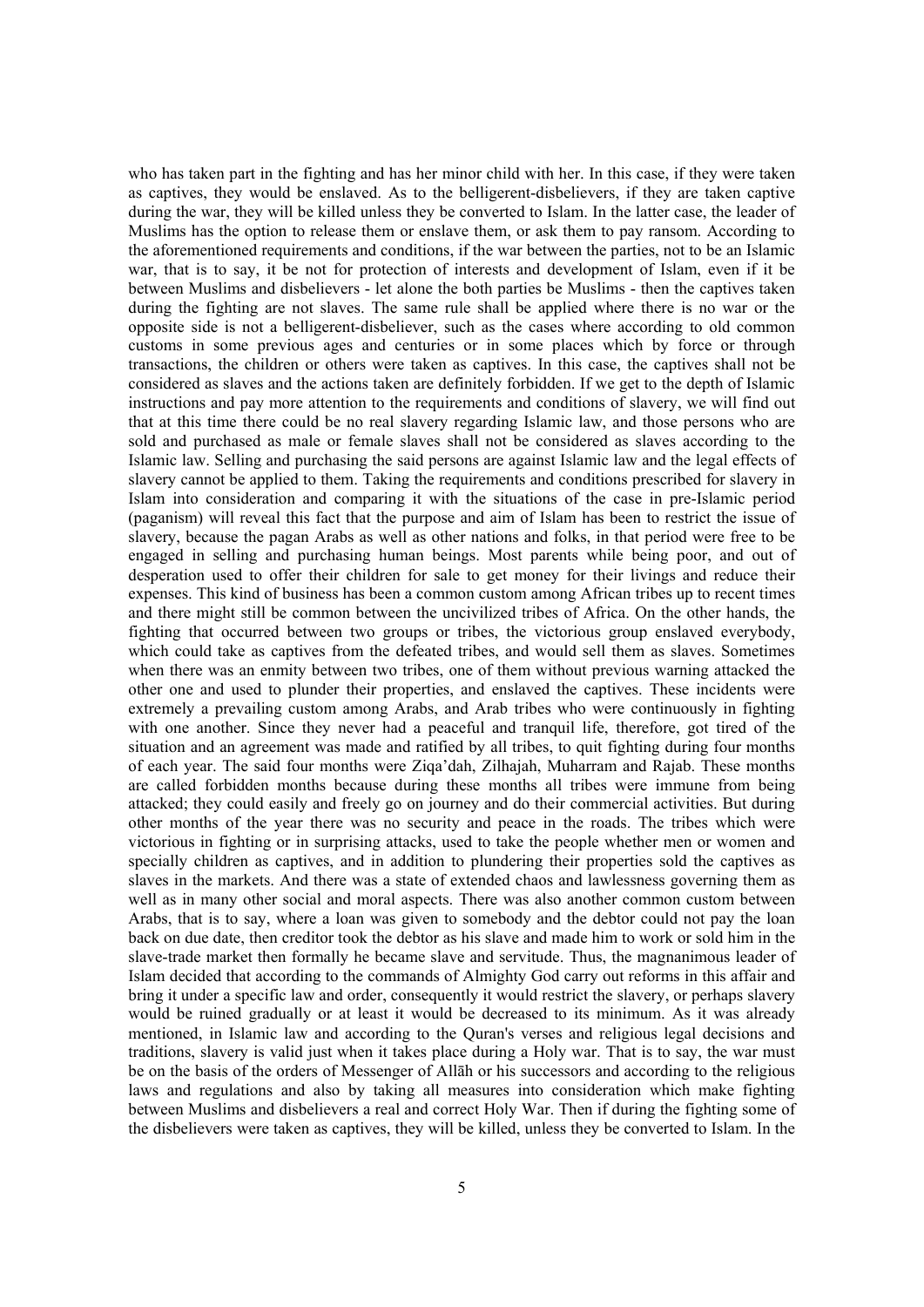who has taken part in the fighting and has her minor child with her. In this case, if they were taken as captives, they would be enslaved. As to the belligerent-disbelievers, if they are taken captive during the war, they will be killed unless they be converted to Islam. In the latter case, the leader of Muslims has the option to release them or enslave them, or ask them to pay ransom. According to the aforementioned requirements and conditions, if the war between the parties, not to be an Islamic war, that is to say, it be not for protection of interests and development of Islam, even if it be between Muslims and disbelievers - let alone the both parties be Muslims - then the captives taken during the fighting are not slaves. The same rule shall be applied where there is no war or the opposite side is not a belligerent-disbeliever, such as the cases where according to old common customs in some previous ages and centuries or in some places which by force or through transactions, the children or others were taken as captives. In this case, the captives shall not be considered as slaves and the actions taken are definitely forbidden. If we get to the depth of Islamic instructions and pay more attention to the requirements and conditions of slavery, we will find out that at this time there could be no real slavery regarding Islamic law, and those persons who are sold and purchased as male or female slaves shall not be considered as slaves according to the Islamic law. Selling and purchasing the said persons are against Islamic law and the legal effects of slavery cannot be applied to them. Taking the requirements and conditions prescribed for slavery in Islam into consideration and comparing it with the situations of the case in pre-Islamic period (paganism) will reveal this fact that the purpose and aim of Islam has been to restrict the issue of slavery, because the pagan Arabs as well as other nations and folks, in that period were free to be engaged in selling and purchasing human beings. Most parents while being poor, and out of desperation used to offer their children for sale to get money for their livings and reduce their expenses. This kind of business has been a common custom among African tribes up to recent times and there might still be common between the uncivilized tribes of Africa. On the other hands, the fighting that occurred between two groups or tribes, the victorious group enslaved everybody, which could take as captives from the defeated tribes, and would sell them as slaves. Sometimes when there was an enmity between two tribes, one of them without previous warning attacked the other one and used to plunder their properties, and enslaved the captives. These incidents were extremely a prevailing custom among Arabs, and Arab tribes who were continuously in fighting with one another. Since they never had a peaceful and tranquil life, therefore, got tired of the situation and an agreement was made and ratified by all tribes, to quit fighting during four months of each year. The said four months were Ziqa'dah, Zilhajah, Muharram and Rajab. These months are called forbidden months because during these months all tribes were immune from being attacked; they could easily and freely go on journey and do their commercial activities. But during other months of the year there was no security and peace in the roads. The tribes which were victorious in fighting or in surprising attacks, used to take the people whether men or women and specially children as captives, and in addition to plundering their properties sold the captives as slaves in the markets. And there was a state of extended chaos and lawlessness governing them as well as in many other social and moral aspects. There was also another common custom between Arabs, that is to say, where a loan was given to somebody and the debtor could not pay the loan back on due date, then creditor took the debtor as his slave and made him to work or sold him in the slave-trade market then formally he became slave and servitude. Thus, the magnanimous leader of Islam decided that according to the commands of Almighty God carry out reforms in this affair and bring it under a specific law and order, consequently it would restrict the slavery, or perhaps slavery would be ruined gradually or at least it would be decreased to its minimum. As it was already mentioned, in Islamic law and according to the Quran's verses and religious legal decisions and traditions, slavery is valid just when it takes place during a Holy war. That is to say, the war must be on the basis of the orders of Messenger of Allāh or his successors and according to the religious laws and regulations and also by taking all measures into consideration which make fighting between Muslims and disbelievers a real and correct Holy War. Then if during the fighting some of the disbelievers were taken as captives, they will be killed, unless they be converted to Islam. In the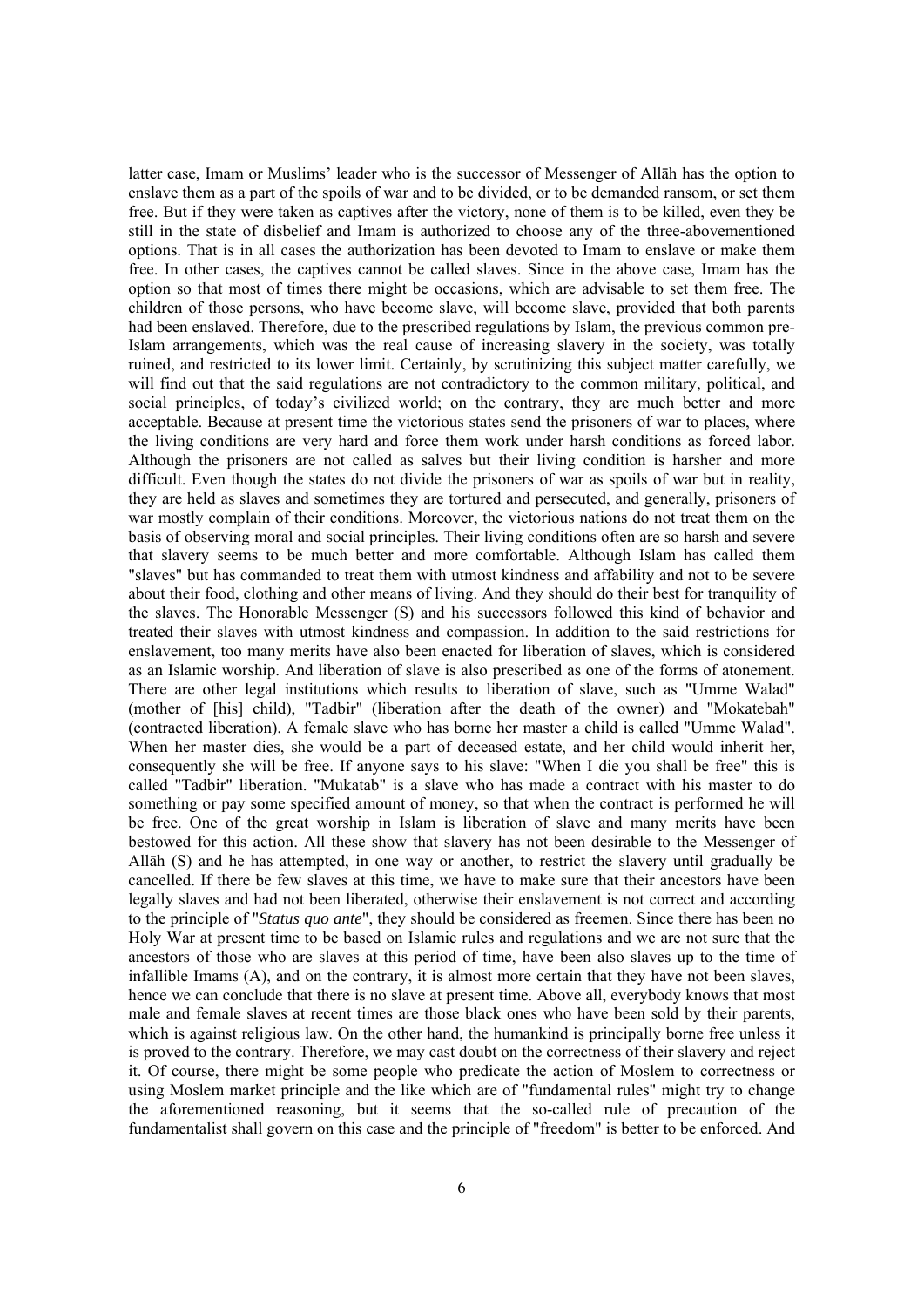latter case, Imam or Muslims' leader who is the successor of Messenger of Allāh has the option to enslave them as a part of the spoils of war and to be divided, or to be demanded ransom, or set them free. But if they were taken as captives after the victory, none of them is to be killed, even they be still in the state of disbelief and Imam is authorized to choose any of the three-abovementioned options. That is in all cases the authorization has been devoted to Imam to enslave or make them free. In other cases, the captives cannot be called slaves. Since in the above case, Imam has the option so that most of times there might be occasions, which are advisable to set them free. The children of those persons, who have become slave, will become slave, provided that both parents had been enslaved. Therefore, due to the prescribed regulations by Islam, the previous common pre-Islam arrangements, which was the real cause of increasing slavery in the society, was totally ruined, and restricted to its lower limit. Certainly, by scrutinizing this subject matter carefully, we will find out that the said regulations are not contradictory to the common military, political, and social principles, of today's civilized world; on the contrary, they are much better and more acceptable. Because at present time the victorious states send the prisoners of war to places, where the living conditions are very hard and force them work under harsh conditions as forced labor. Although the prisoners are not called as salves but their living condition is harsher and more difficult. Even though the states do not divide the prisoners of war as spoils of war but in reality, they are held as slaves and sometimes they are tortured and persecuted, and generally, prisoners of war mostly complain of their conditions. Moreover, the victorious nations do not treat them on the basis of observing moral and social principles. Their living conditions often are so harsh and severe that slavery seems to be much better and more comfortable. Although Islam has called them "slaves" but has commanded to treat them with utmost kindness and affability and not to be severe about their food, clothing and other means of living. And they should do their best for tranquility of the slaves. The Honorable Messenger (S) and his successors followed this kind of behavior and treated their slaves with utmost kindness and compassion. In addition to the said restrictions for enslavement, too many merits have also been enacted for liberation of slaves, which is considered as an Islamic worship. And liberation of slave is also prescribed as one of the forms of atonement. There are other legal institutions which results to liberation of slave, such as "Umme Walad" (mother of [his] child), "Tadbir" (liberation after the death of the owner) and "Mokatebah" (contracted liberation). A female slave who has borne her master a child is called "Umme Walad". When her master dies, she would be a part of deceased estate, and her child would inherit her, consequently she will be free. If anyone says to his slave: "When I die you shall be free" this is called "Tadbir" liberation. "Mukatab" is a slave who has made a contract with his master to do something or pay some specified amount of money, so that when the contract is performed he will be free. One of the great worship in Islam is liberation of slave and many merits have been bestowed for this action. All these show that slavery has not been desirable to the Messenger of Allāh (S) and he has attempted, in one way or another, to restrict the slavery until gradually be cancelled. If there be few slaves at this time, we have to make sure that their ancestors have been legally slaves and had not been liberated, otherwise their enslavement is not correct and according to the principle of "*Status quo ante*", they should be considered as freemen. Since there has been no Holy War at present time to be based on Islamic rules and regulations and we are not sure that the ancestors of those who are slaves at this period of time, have been also slaves up to the time of infallible Imams (A), and on the contrary, it is almost more certain that they have not been slaves, hence we can conclude that there is no slave at present time. Above all, everybody knows that most male and female slaves at recent times are those black ones who have been sold by their parents, which is against religious law. On the other hand, the humankind is principally borne free unless it is proved to the contrary. Therefore, we may cast doubt on the correctness of their slavery and reject it. Of course, there might be some people who predicate the action of Moslem to correctness or using Moslem market principle and the like which are of "fundamental rules" might try to change the aforementioned reasoning, but it seems that the so-called rule of precaution of the fundamentalist shall govern on this case and the principle of "freedom" is better to be enforced. And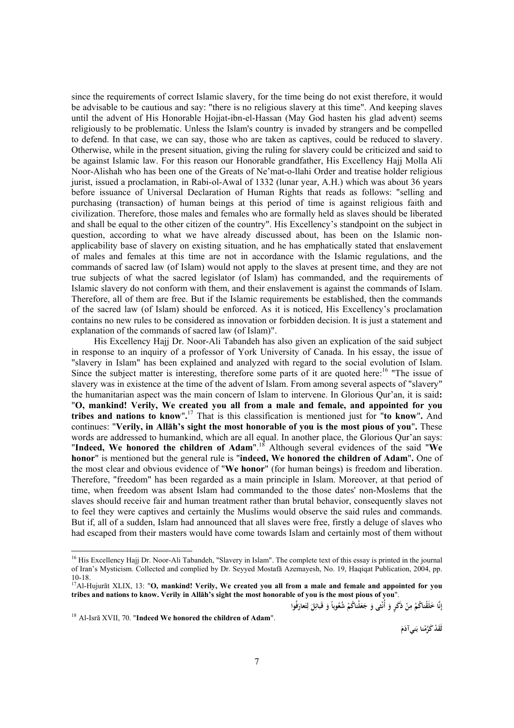since the requirements of correct Islamic slavery, for the time being do not exist therefore, it would be advisable to be cautious and say: "there is no religious slavery at this time". And keeping slaves until the advent of His Honorable Hojjat-ibn-el-Hassan (May God hasten his glad advent) seems religiously to be problematic. Unless the Islam's country is invaded by strangers and be compelled to defend. In that case, we can say, those who are taken as captives, could be reduced to slavery. Otherwise, while in the present situation, giving the ruling for slavery could be criticized and said to be against Islamic law. For this reason our Honorable grandfather, His Excellency Hajj Molla Ali Noor-Alishah who has been one of the Greats of Ne'mat-o-llahi Order and treatise holder religious jurist, issued a proclamation, in Rabi-ol-Awal of 1332 (lunar year, A.H.) which was about 36 years before issuance of Universal Declaration of Human Rights that reads as follows: "selling and purchasing (transaction) of human beings at this period of time is against religious faith and civilization. Therefore, those males and females who are formally held as slaves should be liberated and shall be equal to the other citizen of the country". His Excellency's standpoint on the subject in question, according to what we have already discussed about, has been on the Islamic non-applicability base of slavery on existing situation, and he has emphatically stated that enslavement of males and females at this time are not in accordance with the Islamic regulations, and the commands of sacred law (of Islam) would not apply to the slaves at present time, and they are not true subjects of what the sacred legislator (of Islam) has commanded, and the requirements of Islamic slavery do not conform with them, and their enslavement is against the commands of Islam. Therefore, all of them are free. But if the Islamic requirements be established, then the commands of the sacred law (of Islam) should be enforced. As it is noticed, His Excellency's proclamation contains no new rules to be considered as innovation or forbidden decision. It is just a statement and explanation of the commands of sacred law (of Islam)".

His Excellency Hajj Dr. Noor-Ali Tabandeh has also given an explication of the said subject in response to an inquiry of a professor of York University of Canada. In his essay, the issue of "slavery in Islam" has been explained and analyzed with regard to the social evolution of Islam. Since the subject matter is interesting, therefore some parts of it are quoted here:[16] "The issue of slavery was in existence at the time of the advent of Islam. From among several aspects of "slavery" the humanitarian aspect was the main concern of Islam to intervene. In Glorious Qur'an, it is said**:** "**O, mankind! Verily, We created you all from a male and female, and appointed for you tribes and nations to know**".[17] That is this classification is mentioned just for "**to know**"**.** And continues: "**Verily, in Allāh's sight the most honorable of you is the most pious of you**"**.** These words are addressed to humankind, which are all equal. In another place, the Glorious Qur'an says: "**Indeed, We honored the children of Adam**".[18] Although several evidences of the said "**We honor**" is mentioned but the general rule is "**indeed, We honored the children of Adam**"**.** One of the most clear and obvious evidence of "**We honor**" (for human beings) is freedom and liberation. Therefore, "freedom" has been regarded as a main principle in Islam. Moreover, at that period of time, when freedom was absent Islam had commanded to the those dates' non-Moslems that the slaves should receive fair and human treatment rather than brutal behavior, consequently slaves not to feel they were captives and certainly the Muslims would observe the said rules and commands. But if, all of a sudden, Islam had announced that all slaves were free, firstly a deluge of slaves who had escaped from their masters would have come towards Islam and certainly most of them without

---

[16] His Excellency Hajj Dr. Noor-Ali Tabandeh, "Slavery in Islam". The complete text of this essay is printed in the journal of Iran's Mysticism. Collected and complied by Dr. Seyyed Mostafā Azemayesh, No. 19, Haqiqat Publication, 2004, pp. 10-18.

[17] Al-Hujurāt XLIX, 13: "**O, mankind! Verily, We created you all from a male and female and appointed for you tribes and nations to know. Verily in Allāh's sight the most honorable of you is the most pious of you**".

**إِنَّا خَلَقْناكُمْ مِنْ ذَكَرٍ وَ أُنْثى وَ جَعَلْناكُمْ شُعُوباً وَ قَبائِلَ لِتَعارَفُوا**

[18] Al-Isrā XVII, 70. "**Indeed We honored the children of Adam**".

**لَقَدْ كَرَّمْنا بَنِي آدَمَ**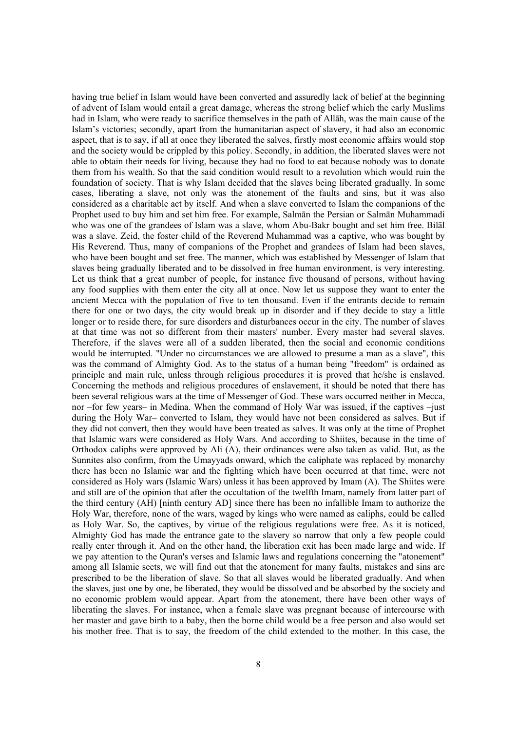having true belief in Islam would have been converted and assuredly lack of belief at the beginning of advent of Islam would entail a great damage, whereas the strong belief which the early Muslims had in Islam, who were ready to sacrifice themselves in the path of Allāh, was the main cause of the Islam's victories; secondly, apart from the humanitarian aspect of slavery, it had also an economic aspect, that is to say, if all at once they liberated the salves, firstly most economic affairs would stop and the society would be crippled by this policy. Secondly, in addition, the liberated slaves were not able to obtain their needs for living, because they had no food to eat because nobody was to donate them from his wealth. So that the said condition would result to a revolution which would ruin the foundation of society. That is why Islam decided that the slaves being liberated gradually. In some cases, liberating a slave, not only was the atonement of the faults and sins, but it was also considered as a charitable act by itself. And when a slave converted to Islam the companions of the Prophet used to buy him and set him free. For example, Salmān the Persian or Salmān Muhammadi who was one of the grandees of Islam was a slave, whom Abu-Bakr bought and set him free. Bilāl was a slave. Zeid, the foster child of the Reverend Muhammad was a captive, who was bought by His Reverend. Thus, many of companions of the Prophet and grandees of Islam had been slaves, who have been bought and set free. The manner, which was established by Messenger of Islam that slaves being gradually liberated and to be dissolved in free human environment, is very interesting. Let us think that a great number of people, for instance five thousand of persons, without having any food supplies with them enter the city all at once. Now let us suppose they want to enter the ancient Mecca with the population of five to ten thousand. Even if the entrants decide to remain there for one or two days, the city would break up in disorder and if they decide to stay a little longer or to reside there, for sure disorders and disturbances occur in the city. The number of slaves at that time was not so different from their masters' number. Every master had several slaves. Therefore, if the slaves were all of a sudden liberated, then the social and economic conditions would be interrupted. "Under no circumstances we are allowed to presume a man as a slave", this was the command of Almighty God. As to the status of a human being "freedom" is ordained as principle and main rule, unless through religious procedures it is proved that he/she is enslaved. Concerning the methods and religious procedures of enslavement, it should be noted that there has been several religious wars at the time of Messenger of God. These wars occurred neither in Mecca, nor –for few years– in Medina. When the command of Holy War was issued, if the captives –just during the Holy War– converted to Islam, they would have not been considered as salves. But if they did not convert, then they would have been treated as salves. It was only at the time of Prophet that Islamic wars were considered as Holy Wars. And according to Shiites, because in the time of Orthodox caliphs were approved by Ali (A), their ordinances were also taken as valid. But, as the Sunnites also confirm, from the Umayyads onward, which the caliphate was replaced by monarchy there has been no Islamic war and the fighting which have been occurred at that time, were not considered as Holy wars (Islamic Wars) unless it has been approved by Imam (A). The Shiites were and still are of the opinion that after the occultation of the twelfth Imam, namely from latter part of the third century (AH) [ninth century AD] since there has been no infallible Imam to authorize the Holy War, therefore, none of the wars, waged by kings who were named as caliphs, could be called as Holy War. So, the captives, by virtue of the religious regulations were free. As it is noticed, Almighty God has made the entrance gate to the slavery so narrow that only a few people could really enter through it. And on the other hand, the liberation exit has been made large and wide. If we pay attention to the Quran's verses and Islamic laws and regulations concerning the "atonement" among all Islamic sects, we will find out that the atonement for many faults, mistakes and sins are prescribed to be the liberation of slave. So that all slaves would be liberated gradually. And when the slaves, just one by one, be liberated, they would be dissolved and be absorbed by the society and no economic problem would appear. Apart from the atonement, there have been other ways of liberating the slaves. For instance, when a female slave was pregnant because of intercourse with her master and gave birth to a baby, then the borne child would be a free person and also would set his mother free. That is to say, the freedom of the child extended to the mother. In this case, the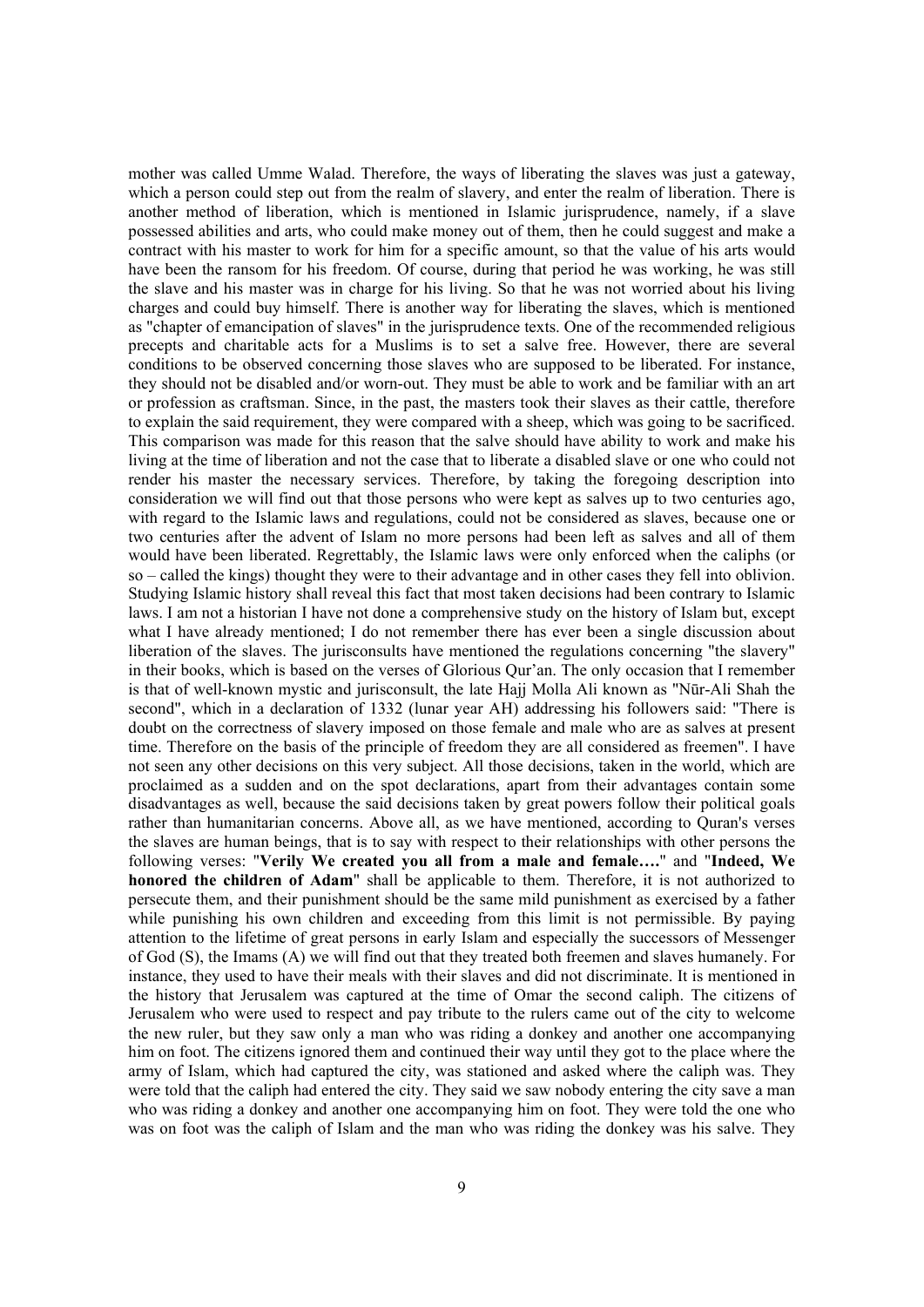mother was called Umme Walad. Therefore, the ways of liberating the slaves was just a gateway, which a person could step out from the realm of slavery, and enter the realm of liberation. There is another method of liberation, which is mentioned in Islamic jurisprudence, namely, if a slave possessed abilities and arts, who could make money out of them, then he could suggest and make a contract with his master to work for him for a specific amount, so that the value of his arts would have been the ransom for his freedom. Of course, during that period he was working, he was still the slave and his master was in charge for his living. So that he was not worried about his living charges and could buy himself. There is another way for liberating the slaves, which is mentioned as "chapter of emancipation of slaves" in the jurisprudence texts. One of the recommended religious precepts and charitable acts for a Muslims is to set a salve free. However, there are several conditions to be observed concerning those slaves who are supposed to be liberated. For instance, they should not be disabled and/or worn-out. They must be able to work and be familiar with an art or profession as craftsman. Since, in the past, the masters took their slaves as their cattle, therefore to explain the said requirement, they were compared with a sheep, which was going to be sacrificed. This comparison was made for this reason that the salve should have ability to work and make his living at the time of liberation and not the case that to liberate a disabled slave or one who could not render his master the necessary services. Therefore, by taking the foregoing description into consideration we will find out that those persons who were kept as salves up to two centuries ago, with regard to the Islamic laws and regulations, could not be considered as slaves, because one or two centuries after the advent of Islam no more persons had been left as salves and all of them would have been liberated. Regrettably, the Islamic laws were only enforced when the caliphs (or so – called the kings) thought they were to their advantage and in other cases they fell into oblivion. Studying Islamic history shall reveal this fact that most taken decisions had been contrary to Islamic laws. I am not a historian I have not done a comprehensive study on the history of Islam but, except what I have already mentioned; I do not remember there has ever been a single discussion about liberation of the slaves. The jurisconsults have mentioned the regulations concerning "the slavery" in their books, which is based on the verses of Glorious Qur'an. The only occasion that I remember is that of well-known mystic and jurisconsult, the late Hajj Molla Ali known as "Nūr-Ali Shah the second", which in a declaration of 1332 (lunar year AH) addressing his followers said: "There is doubt on the correctness of slavery imposed on those female and male who are as salves at present time. Therefore on the basis of the principle of freedom they are all considered as freemen". I have not seen any other decisions on this very subject. All those decisions, taken in the world, which are proclaimed as a sudden and on the spot declarations, apart from their advantages contain some disadvantages as well, because the said decisions taken by great powers follow their political goals rather than humanitarian concerns. Above all, as we have mentioned, according to Quran's verses the slaves are human beings, that is to say with respect to their relationships with other persons the following verses: "**Verily We created you all from a male and female….**" and "**Indeed, We honored the children of Adam**" shall be applicable to them. Therefore, it is not authorized to persecute them, and their punishment should be the same mild punishment as exercised by a father while punishing his own children and exceeding from this limit is not permissible. By paying attention to the lifetime of great persons in early Islam and especially the successors of Messenger of God (S), the Imams (A) we will find out that they treated both freemen and slaves humanely. For instance, they used to have their meals with their slaves and did not discriminate. It is mentioned in the history that Jerusalem was captured at the time of Omar the second caliph. The citizens of Jerusalem who were used to respect and pay tribute to the rulers came out of the city to welcome the new ruler, but they saw only a man who was riding a donkey and another one accompanying him on foot. The citizens ignored them and continued their way until they got to the place where the army of Islam, which had captured the city, was stationed and asked where the caliph was. They were told that the caliph had entered the city. They said we saw nobody entering the city save a man who was riding a donkey and another one accompanying him on foot. They were told the one who was on foot was the caliph of Islam and the man who was riding the donkey was his salve. They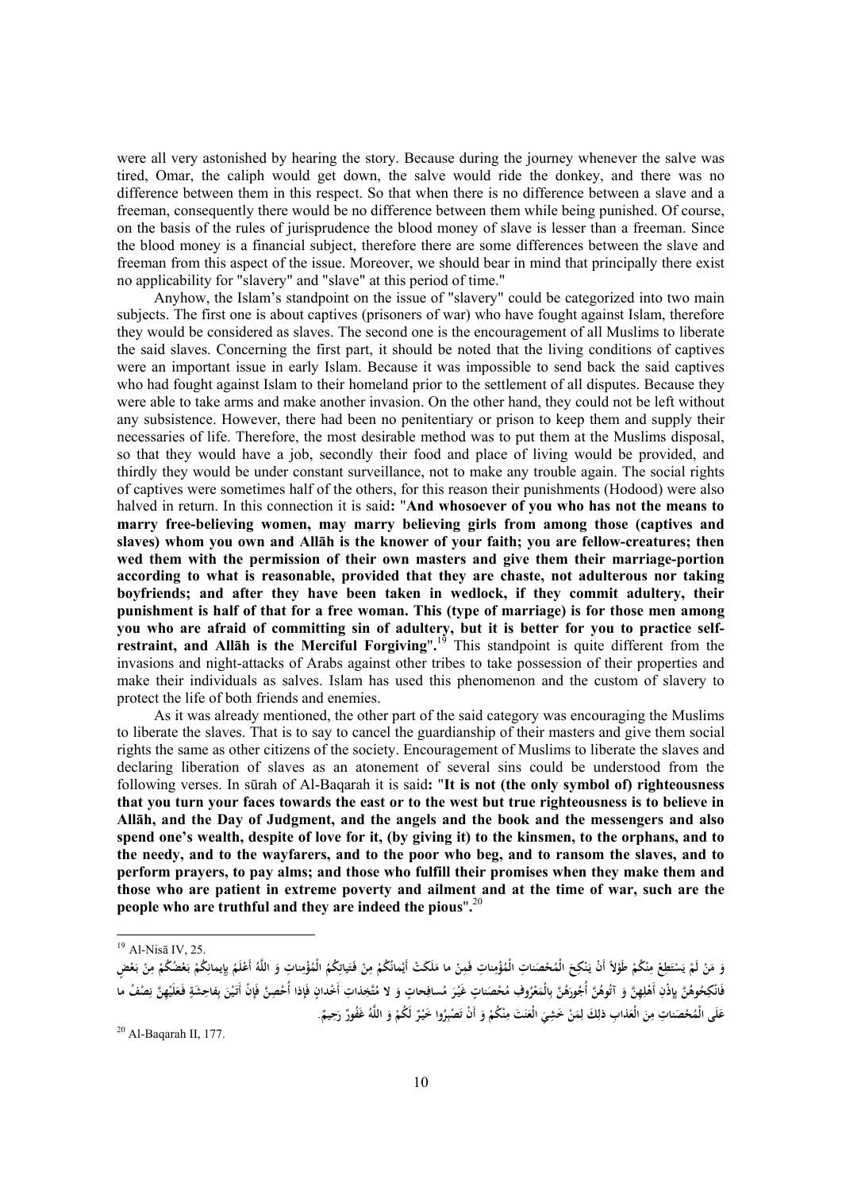were all very astonished by hearing the story. Because during the journey whenever the salve was tired, Omar, the caliph would get down, the salve would ride the donkey, and there was no difference between them in this respect. So that when there is no difference between a slave and a freeman, consequently there would be no difference between them while being punished. Of course, on the basis of the rules of jurisprudence the blood money of slave is lesser than a freeman. Since the blood money is a financial subject, therefore there are some differences between the slave and freeman from this aspect of the issue. Moreover, we should bear in mind that principally there exist no applicability for "slavery" and "slave" at this period of time."

Anyhow, the Islam's standpoint on the issue of "slavery" could be categorized into two main subjects. The first one is about captives (prisoners of war) who have fought against Islam, therefore they would be considered as slaves. The second one is the encouragement of all Muslims to liberate the said slaves. Concerning the first part, it should be noted that the living conditions of captives were an important issue in early Islam. Because it was impossible to send back the said captives who had fought against Islam to their homeland prior to the settlement of all disputes. Because they were able to take arms and make another invasion. On the other hand, they could not be left without any subsistence. However, there had been no penitentiary or prison to keep them and supply their necessaries of life. Therefore, the most desirable method was to put them at the Muslims disposal, so that they would have a job, secondly their food and place of living would be provided, and thirdly they would be under constant surveillance, not to make any trouble again. The social rights of captives were sometimes half of the others, for this reason their punishments (Hodood) were also halved in return. In this connection it is said**: "And whosoever of you who has not the means to marry free-believing women, may marry believing girls from among those (captives and slaves) whom you own and Allāh is the knower of your faith; you are fellow-creatures; then wed them with the permission of their own masters and give them their marriage-portion according to what is reasonable, provided that they are chaste, not adulterous nor taking boyfriends; and after they have been taken in wedlock, if they commit adultery, their punishment is half of that for a free woman. This (type of marriage) is for those men among you who are afraid of committing sin of adultery, but it is better for you to practice self-restraint, and Allāh is the Merciful Forgiving".**[19] This standpoint is quite different from the invasions and night-attacks of Arabs against other tribes to take possession of their properties and make their individuals as salves. Islam has used this phenomenon and the custom of slavery to protect the life of both friends and enemies.

As it was already mentioned, the other part of the said category was encouraging the Muslims to liberate the slaves. That is to say to cancel the guardianship of their masters and give them social rights the same as other citizens of the society. Encouragement of Muslims to liberate the slaves and declaring liberation of slaves as an atonement of several sins could be understood from the following verses. In sūrah of Al-Baqarah it is said**: "It is not (the only symbol of) righteousness that you turn your faces towards the east or to the west but true righteousness is to believe in Allāh, and the Day of Judgment, and the angels and the book and the messengers and also spend one's wealth, despite of love for it, (by giving it) to the kinsmen, to the orphans, and to the needy, and to the wayfarers, and to the poor who beg, and to ransom the slaves, and to perform prayers, to pay alms; and those who fulfill their promises when they make them and those who are patient in extreme poverty and ailment and at the time of war, such are the people who are truthful and they are indeed the pious".**[20]

---

[19] Al-Nisā IV, 25.

وَ مَنْ لَمْ يَسْتَطِعْ مِنْكُمْ طَوْلاً أَنْ يَنْكِحَ الْمُحْصَناتِ الْمُؤْمِناتِ فَمِنْ ما مَلَكَتْ أَيْمانُكُمْ مِنْ فَتَياتِكُمُ الْمُؤْمِناتِ وَ اللَّهُ أَعْلَمُ بِإِيمانِكُمْ بَعْضُكُمْ مِنْ بَعْضٍ فَانْكِحُوهُنَّ بِإِذْنِ أَهْلِهِنَّ وَ آتُوهُنَّ أُجُورَهُنَّ بِالْمَعْرُوفِ مُحْصَناتٍ غَيْرَ مُسافِحاتٍ وَ لا مُتَّخِذاتِ أَخْدانٍ فَإِذا أُحْصِنَّ فَإِنْ أَتَيْنَ بِفاحِشَةٍ فَعَلَيْهِنَّ نِصْفُ ما عَلَى الْمُحْصَناتِ مِنَ الْعَذابِ ذلِكَ لِمَنْ خَشِيَ الْعَنَتَ مِنْكُمْ وَ أَنْ تَصْبِرُوا خَيْرٌ لَكُمْ وَ اللَّهُ غَفُورٌ رَحِيمٌ.

[20] Al-Baqarah II, 177.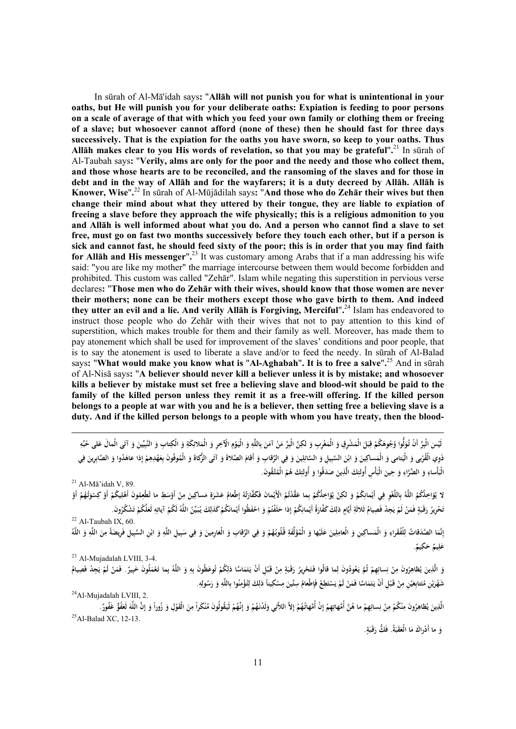In sūrah of Al-Mā'idah says**: "Allāh will not punish you for what is unintentional in your oaths, but He will punish you for your deliberate oaths: Expiation is feeding to poor persons on a scale of average of that with which you feed your own family or clothing them or freeing of a slave; but whosoever cannot afford (none of these) then he should fast for three days successively. That is the expiation for the oaths you have sworn, so keep to your oaths. Thus Allāh makes clear to you His words of revelation, so that you may be grateful".**[21] In sūrah of Al-Taubah says**: "Verily, alms are only for the poor and the needy and those who collect them, and those whose hearts are to be reconciled, and the ransoming of the slaves and for those in debt and in the way of Allāh and for the wayfarers; it is a duty decreed by Allāh. Allāh is Knower, Wise".**[22] In sūrah of Al-Mūjādilah says**: "And those who do Zehār their wives but then change their mind about what they uttered by their tongue, they are liable to expiation of freeing a slave before they approach the wife physically; this is a religious admonition to you and Allāh is well informed about what you do. And a person who cannot find a slave to set free, must go on fast two months successively before they touch each other, but if a person is sick and cannot fast, he should feed sixty of the poor; this is in order that you may find faith for Allāh and His messenger".**[23] It was customary among Arabs that if a man addressing his wife said: "you are like my mother" the marriage intercourse between them would become forbidden and prohibited. This custom was called "Zehār". Islam while negating this superstition in pervious verse declares**: "Those men who do Zehār with their wives, should know that those women are never their mothers; none can be their mothers except those who gave birth to them. And indeed they utter an evil and a lie. And verily Allāh is Forgiving, Merciful".**[24] Islam has endeavored to instruct those people who do Zehār with their wives that not to pay attention to this kind of superstition, which makes trouble for them and their family as well. Moreover, has made them to pay atonement which shall be used for improvement of the slaves' conditions and poor people, that is to say the atonement is used to liberate a slave and/or to feed the needy. In sūrah of Al-Balad says**: "What would make you know what is "Al-Aghabah". It is to free a salve".**[25] And in sūrah of Al-Nisā says**: "A believer should never kill a believer unless it is by mistake; and whosoever kills a believer by mistake must set free a believing slave and blood-wit should be paid to the family of the killed person unless they remit it as a free-will offering. If the killed person belongs to a people at war with you and he is a believer, then setting free a believing slave is a duty. And if the killed person belongs to a people with whom you have treaty, then the blood-**

---

لَيْسَ الْبِرَّ أَنْ تُوَلُّوا وُجُوهَكُمْ قِبَلَ الْمَشْرِقِ وَ الْمَغْرِبِ وَ لكِنَّ الْبِرَّ مَنْ آمَنَ بِاللَّهِ وَ الْيَوْمِ الْآخِرِ وَ الْمَلائِكَةِ وَ الْكِتابِ وَ النَّبِيِّينَ وَ آتَى الْمالَ عَلى حُبِّهِ ذَوِي الْقُرْبى وَ الْيَتامى وَ الْمَساكِينَ وَ ابْنَ السَّبِيلِ وَ السَّائِلِينَ وَ فِي الرِّقابِ وَ أَقامَ الصَّلاةَ وَ آتَى الزَّكاةَ وَ الْمُوفُونَ بِعَهْدِهِمْ إِذا عاهَدُوا وَ الصَّابِرِينَ فِي الْبَأْساءِ وَ الضَّرَّاءِ وَ حِينَ الْبَأْسِ أُولئِكَ الَّذِينَ صَدَقُوا وَ أُولئِكَ هُمُ الْمُتَّقُونَ.

[21] Al-Mā'idah V, 89.

لا يُؤاخِذُكُمُ اللَّهُ بِاللَّغْوِ فِي أَيْمانِكُمْ وَ لكِنْ يُؤاخِذُكُمْ بِما عَقَّدْتُمُ الْأَيْمانَ فَكَفَّارَتُهُ إِطْعامُ عَشَرَةِ مَساكِينَ مِنْ أَوْسَطِ ما تُطْعِمُونَ أَهْلِيكُمْ أَوْ كِسْوَتُهُمْ أَوْ تَحْرِيرُ رَقَبَةٍ فَمَنْ لَمْ يَجِدْ فَصِيامُ ثَلاثَةِ أَيَّامٍ ذلِكَ كَفَّارَةُ أَيْمانِكُمْ إِذا حَلَفْتُمْ وَ احْفَظُوا أَيْمانَكُمْ كَذلِكَ يُبَيِّنُ اللَّهُ لَكُمْ آياتِهِ لَعَلَّكُمْ تَشْكُرُونَ.

[22] Al-Taubah IX, 60.

إِنَّمَا الصَّدَقاتُ لِلْفُقَراءِ وَ الْمَساكِينِ وَ الْعامِلِينَ عَلَيْها وَ الْمُؤَلَّفَةِ قُلُوبُهُمْ وَ فِي الرِّقابِ وَ الْغارِمِينَ وَ فِي سَبِيلِ اللَّهِ وَ ابْنِ السَّبِيلِ فَرِيضَةً مِنَ اللَّهِ وَ اللَّهُ عَلِيمٌ حَكِيمٌ.

[23] Al-Mujadalah LVIII, 3-4.

وَ الَّذِينَ يُظاهِرُونَ مِنْ نِسائِهِمْ ثُمَّ يَعُودُونَ لِما قالُوا فَتَحْرِيرُ رَقَبَةٍ مِنْ قَبْلِ أَنْ يَتَمَاسَّا ذلِكُمْ تُوعَظُونَ بِهِ وَ اللَّهُ بِما تَعْمَلُونَ خَبِيرٌ. فَمَنْ لَمْ يَجِدْ فَصِيامُ شَهْرَيْنِ مُتَتابِعَيْنِ مِنْ قَبْلِ أَنْ يَتَمَاسَّا فَمَنْ لَمْ يَسْتَطِعْ فَإِطْعامُ سِتِّينَ مِسْكِيناً ذلِكَ لِتُؤْمِنُوا بِاللَّهِ وَ رَسُولِهِ.

[24] Al-Mujadalah LVIII, 2.

الَّذِينَ يُظاهِرُونَ مِنْكُمْ مِنْ نِسائِهِمْ ما هُنَّ أُمَّهاتِهِمْ إِنْ أُمَّهاتُهُمْ إِلاَّ اللاَّئِي وَلَدْنَهُمْ وَ إِنَّهُمْ لَيَقُولُونَ مُنْكَراً مِنَ الْقَوْلِ وَ زُوراً وَ إِنَّ اللَّهَ لَعَفُوٌّ غَفُورٌ.

[25] Al-Balad XC, 12-13.

وَ ما أَدْراكَ مَا الْعَقَبَةُ. فَكُّ رَقَبَةٍ.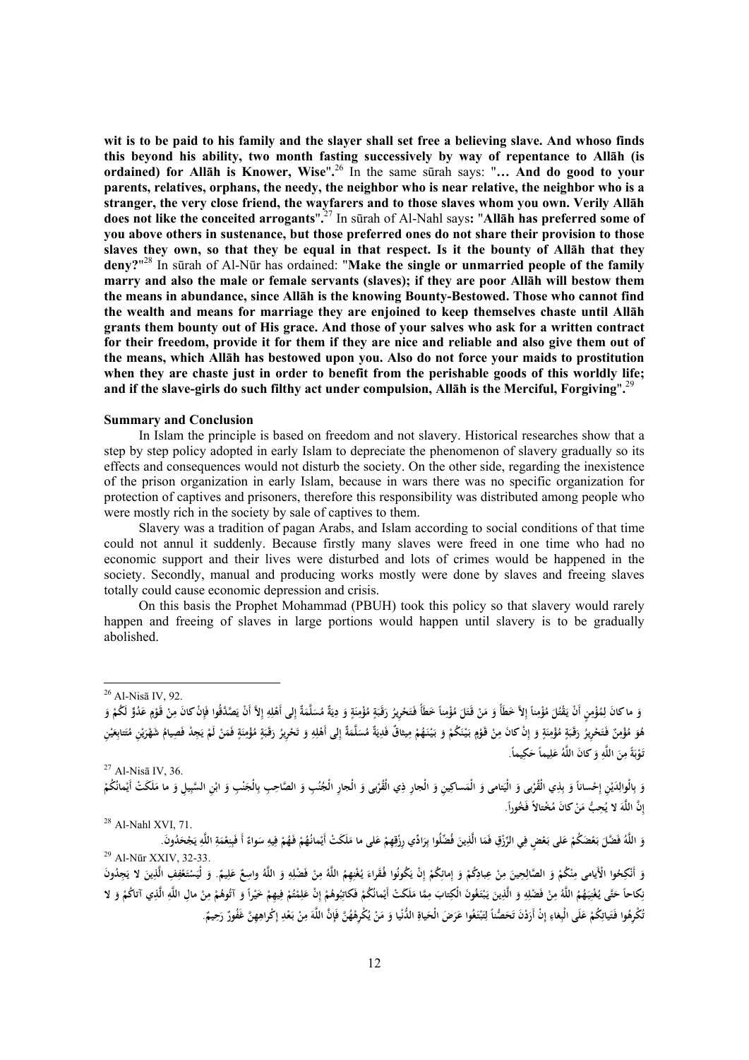**wit is to be paid to his family and the slayer shall set free a believing slave. And whoso finds this beyond his ability, two month fasting successively by way of repentance to Allāh (is ordained) for Allāh is Knower, Wise**".[26] In the same sūrah says: "**… And do good to your parents, relatives, orphans, the needy, the neighbor who is near relative, the neighbor who is a stranger, the very close friend, the wayfarers and to those slaves whom you own. Verily Allāh does not like the conceited arrogants**".[27] In sūrah of Al-Nahl says**:** "**Allāh has preferred some of you above others in sustenance, but those preferred ones do not share their provision to those slaves they own, so that they be equal in that respect. Is it the bounty of Allāh that they deny?**"[28] In sūrah of Al-Nūr has ordained: "**Make the single or unmarried people of the family marry and also the male or female servants (slaves); if they are poor Allāh will bestow them the means in abundance, since Allāh is the knowing Bounty-Bestowed. Those who cannot find the wealth and means for marriage they are enjoined to keep themselves chaste until Allāh grants them bounty out of His grace. And those of your salves who ask for a written contract for their freedom, provide it for them if they are nice and reliable and also give them out of the means, which Allāh has bestowed upon you. Also do not force your maids to prostitution when they are chaste just in order to benefit from the perishable goods of this worldly life; and if the slave-girls do such filthy act under compulsion, Allāh is the Merciful, Forgiving**"**.**[29]

**Summary and Conclusion**

In Islam the principle is based on freedom and not slavery. Historical researches show that a step by step policy adopted in early Islam to depreciate the phenomenon of slavery gradually so its effects and consequences would not disturb the society. On the other side, regarding the inexistence of the prison organization in early Islam, because in wars there was no specific organization for protection of captives and prisoners, therefore this responsibility was distributed among people who were mostly rich in the society by sale of captives to them.

Slavery was a tradition of pagan Arabs, and Islam according to social conditions of that time could not annul it suddenly. Because firstly many slaves were freed in one time who had no economic support and their lives were disturbed and lots of crimes would be happened in the society. Secondly, manual and producing works mostly were done by slaves and freeing slaves totally could cause economic depression and crisis.

On this basis the Prophet Mohammad (PBUH) took this policy so that slavery would rarely happen and freeing of slaves in large portions would happen until slavery is to be gradually abolished.

---

[26] Al-Nisā IV, 92.

وَ ما كانَ لِمُؤْمِنٍ أَنْ يَقْتُلَ مُؤْمِناً إِلاَّ خَطَأً وَ مَنْ قَتَلَ مُؤْمِناً خَطَأً فَتَحْرِيرُ رَقَبَةٍ مُؤْمِنَةٍ وَ دِيَةٌ مُسَلَّمَةٌ إِلى أَهْلِهِ إِلاَّ أَنْ يَصَّدَّقُوا فَإِنْ كانَ مِنْ قَوْمٍ عَدُوٍّ لَكُمْ وَ هُوَ مُؤْمِنٌ فَتَحْرِيرُ رَقَبَةٍ مُؤْمِنَةٍ وَ إِنْ كانَ مِنْ قَوْمٍ بَيْنَكُمْ وَ بَيْنَهُمْ مِيثاقٌ فَدِيَةٌ مُسَلَّمَةٌ إِلى أَهْلِهِ وَ تَحْرِيرُ رَقَبَةٍ مُؤْمِنَةٍ فَمَنْ لَمْ يَجِدْ فَصِيامُ شَهْرَيْنِ مُتَتابِعَيْنِ تَوْبَةً مِنَ اللَّهِ وَ كانَ اللَّهُ عَلِيماً حَكِيماً.

[27] Al-Nisā IV, 36.

وَ بِالْوالِدَيْنِ إِحْساناً وَ بِذِي الْقُرْبى وَ الْيَتامى وَ الْمَساكِينِ وَ الْجارِ ذِي الْقُرْبى وَ الْجارِ الْجُنُبِ وَ الصَّاحِبِ بِالْجَنْبِ وَ ابْنِ السَّبِيلِ وَ ما مَلَكَتْ أَيْمانُكُمْ إِنَّ اللَّهَ لا يُحِبُّ مَنْ كانَ مُخْتالاً فَخُوراً.

[28] Al-Nahl XVI, 71.

وَ اللَّهُ فَضَّلَ بَعْضَكُمْ عَلى بَعْضٍ فِي الرِّزْقِ فَمَا الَّذِينَ فُضِّلُوا بِرَادِّي رِزْقِهِمْ عَلى ما مَلَكَتْ أَيْمانُهُمْ فَهُمْ فِيهِ سَواءٌ أَ فَبِنِعْمَةِ اللَّهِ يَجْحَدُونَ.

[29] Al-Nūr XXIV, 32-33.

وَ أَنْكِحُوا الْأَيامى مِنْكُمْ وَ الصَّالِحِينَ مِنْ عِبادِكُمْ وَ إِمائِكُمْ إِنْ يَكُونُوا فُقَراءَ يُغْنِهِمُ اللَّهُ مِنْ فَضْلِهِ وَ اللَّهُ واسِعٌ عَلِيمٌ. وَ لْيَسْتَعْفِفِ الَّذِينَ لا يَجِدُونَ نِكاحاً حَتَّى يُغْنِيَهُمُ اللَّهُ مِنْ فَضْلِهِ وَ الَّذِينَ يَبْتَغُونَ الْكِتابَ مِمَّا مَلَكَتْ أَيْمانُكُمْ فَكاتِبُوهُمْ إِنْ عَلِمْتُمْ فِيهِمْ خَيْراً وَ آتُوهُمْ مِنْ مالِ اللَّهِ الَّذِي آتاكُمْ وَ لا تُكْرِهُوا فَتَياتِكُمْ عَلَى الْبِغاءِ إِنْ أَرَدْنَ تَحَصُّناً لِتَبْتَغُوا عَرَضَ الْحَياةِ الدُّنْيا وَ مَنْ يُكْرِهْهُنَّ فَإِنَّ اللَّهَ مِنْ بَعْدِ إِكْراهِهِنَّ غَفُورٌ رَحِيمٌ.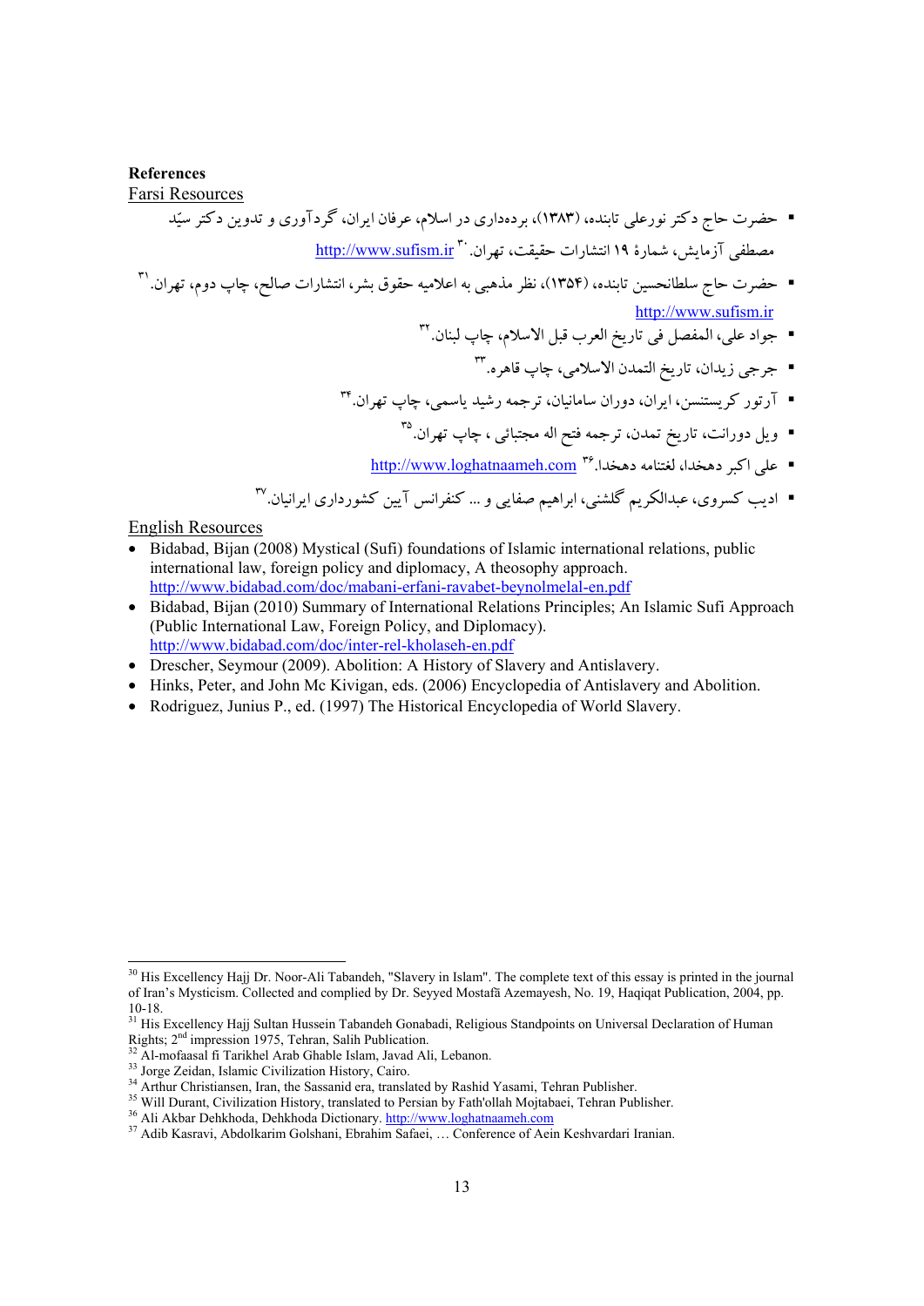**References**

Farsi Resources

- حضرت حاج دکتر نورعلی تابنده، (۱۳۸۳)، برده‌داری در اسلام، عرفان ایران، گردآوری و تدوین دکتر سیّد مصطفی آزمایش، شمارهٔ ۱۹ انتشارات حقیقت، تهران.[۳۰] http://www.sufism.ir
- حضرت حاج سلطانحسین تابنده، (۱۳۵۴)، نظر مذهبی به اعلامیه حقوق بشر، انتشارات صالح، چاپ دوم، تهران.[۳۱] http://www.sufism.ir
- جواد علی، المفصل فی تاریخ العرب قبل الاسلام، چاپ لبنان.[۳۲]
- جرجی زیدان، تاریخ التمدن الاسلامی، چاپ قاهره.[۳۳]
- آرتور کریستنسن، ایران، دوران سامانیان، ترجمه رشید یاسمی، چاپ تهران.[۳۴]
- ویل دورانت، تاریخ تمدن، ترجمه فتح اله مجتبائی ، چاپ تهران.[۳۵]
- علی اکبر دهخدا، لغتنامه دهخدا.[۳۶] http://www.loghatnaameh.com
- ادیب کسروی، عبدالکریم گلشنی، ابراهیم صفایی و ... کنفرانس آیین کشورداری ایرانیان.[۳۷]

English Resources

- Bidabad, Bijan (2008) Mystical (Sufi) foundations of Islamic international relations, public international law, foreign policy and diplomacy, A theosophy approach. http://www.bidabad.com/doc/mabani-erfani-ravabet-beynolmelal-en.pdf
- Bidabad, Bijan (2010) Summary of International Relations Principles; An Islamic Sufi Approach (Public International Law, Foreign Policy, and Diplomacy). http://www.bidabad.com/doc/inter-rel-kholaseh-en.pdf
- Drescher, Seymour (2009). Abolition: A History of Slavery and Antislavery.
- Hinks, Peter, and John Mc Kivigan, eds. (2006) Encyclopedia of Antislavery and Abolition.
- Rodriguez, Junius P., ed. (1997) The Historical Encyclopedia of World Slavery.

---

[30] His Excellency Hajj Dr. Noor-Ali Tabandeh, "Slavery in Islam". The complete text of this essay is printed in the journal of Iran's Mysticism. Collected and complied by Dr. Seyyed Mostafā Azemayesh, No. 19, Haqiqat Publication, 2004, pp. 10-18.

[31] His Excellency Hajj Sultan Hussein Tabandeh Gonabadi, Religious Standpoints on Universal Declaration of Human Rights; 2nd impression 1975, Tehran, Salih Publication.

[32] Al-mofaasal fi Tarikhel Arab Ghable Islam, Javad Ali, Lebanon.

[33] Jorge Zeidan, Islamic Civilization History, Cairo.

[34] Arthur Christiansen, Iran, the Sassanid era, translated by Rashid Yasami, Tehran Publisher.

[35] Will Durant, Civilization History, translated to Persian by Fath'ollah Mojtabaei, Tehran Publisher.

[36] Ali Akbar Dehkhoda, Dehkhoda Dictionary. http://www.loghatnaameh.com

[37] Adib Kasravi, Abdolkarim Golshani, Ebrahim Safaei, … Conference of Aein Keshvardari Iranian.